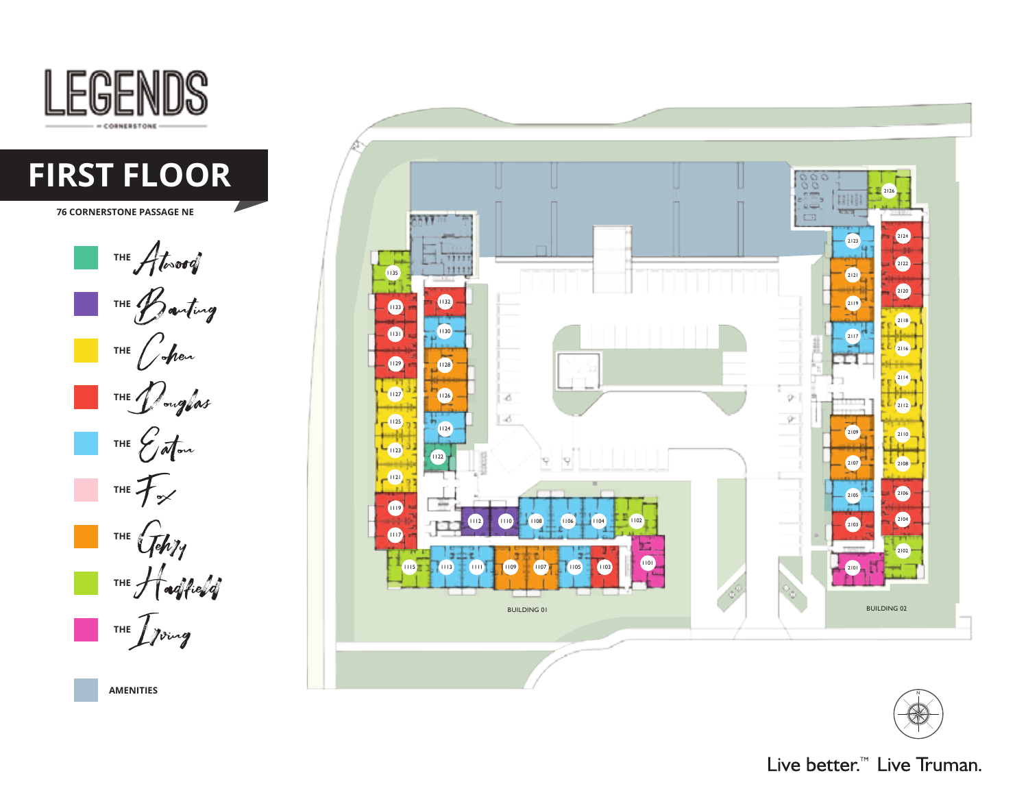# LEGENDS

BY CORNERSTONE

## FIRST FLOOR

**76 CORNERSTONE PASSAGE NE**

- THE *Atwood*
- THE *Banting*
- THE *Cohen*
- THE *Douglas*
- THE *Eaton*
- THE *Fox*
- THE *Gehry*
- THE *Hadfield*
- THE *Irving*
- **AMENITIES**

BUILDING 01

1135, 1133, 1132, 1131, 1130, 1129, 1128, 1127, 1126, 1125, 1124, 1123, 1122, 1121, 1119, 1117, 1115, 1113, 1112, 1111, 1110, 1109, 1108, 1107, 1106, 1105, 1104, 1103, 1102, 1101

BUILDING 02

2126, 2124, 2123, 2122, 2121, 2120, 2119, 2118, 2117, 2116, 2114, 2112, 2110, 2109, 2108, 2107, 2106, 2105, 2104, 2103, 2102, 2101

N

Live better.™ Live Truman.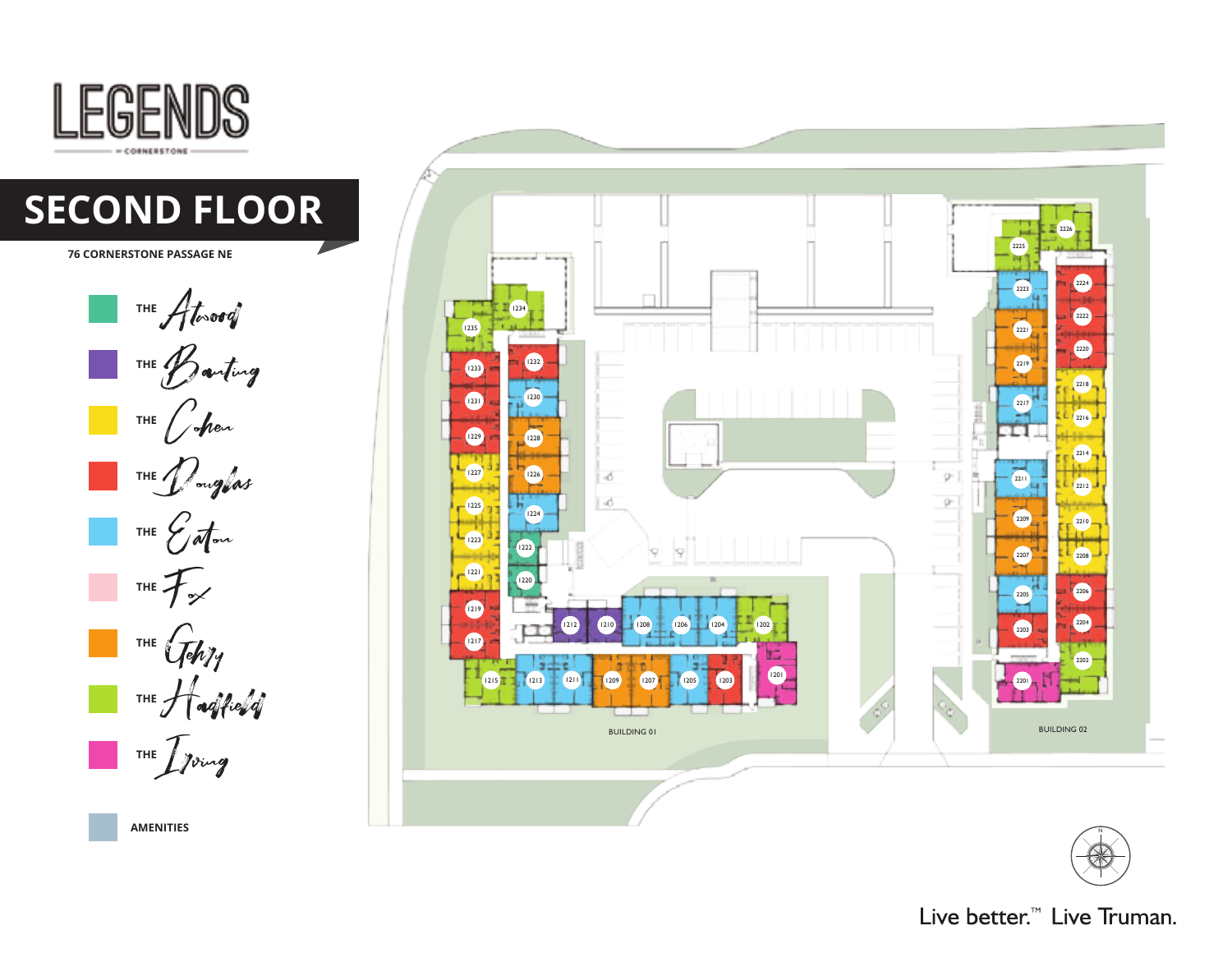# LEGENDS

— CORNERSTONE —

## SECOND FLOOR

**76 CORNERSTONE PASSAGE NE**

- THE *Atwood*
- THE *Banting*
- THE *Cohen*
- THE *Douglas*
- THE *Eaton*
- THE *Fox*
- THE *Gehry*
- THE *Hadfield*
- THE *Irving*
- **AMENITIES**

BUILDING 01

1201, 1202, 1203, 1204, 1205, 1206, 1207, 1208, 1209, 1210, 1211, 1212, 1213, 1215, 1217, 1219, 1220, 1221, 1222, 1223, 1224, 1225, 1226, 1227, 1228, 1229, 1230, 1231, 1232, 1233, 1234, 1235

BUILDING 02

2201, 2202, 2203, 2204, 2205, 2206, 2207, 2208, 2209, 2210, 2211, 2212, 2214, 2216, 2217, 2218, 2219, 2220, 2221, 2222, 2223, 2224, 2225, 2226

N

Live better.™ Live Truman.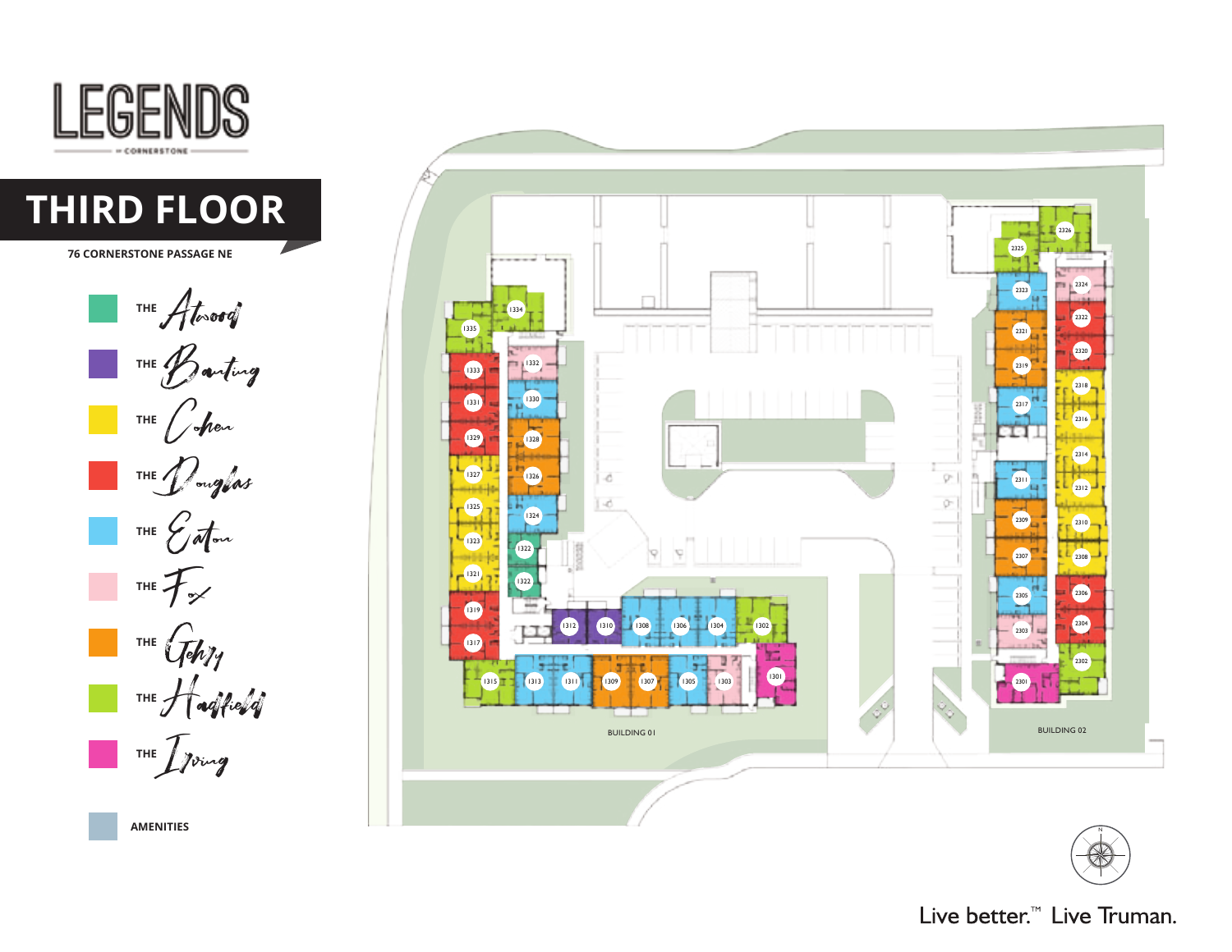# LEGENDS

CORNERSTONE

## THIRD FLOOR

**76 CORNERSTONE PASSAGE NE**

- THE Atwood
- THE Banting
- THE Cohen
- THE Douglas
- THE Eaton
- THE Fox
- THE Gehry
- THE Hadfield
- THE Irving
- **AMENITIES**

1335, 1334, 1333, 1332, 1331, 1330, 1329, 1328, 1327, 1326, 1325, 1324, 1323, 1322, 1321, 1322, 1319, 1317, 1315, 1313, 1311, 1312, 1310, 1309, 1308, 1307, 1306, 1305, 1304, 1303, 1302, 1301

BUILDING 01

2326, 2325, 2324, 2323, 2322, 2321, 2320, 2319, 2318, 2317, 2316, 2314, 2312, 2311, 2310, 2309, 2308, 2307, 2306, 2305, 2304, 2303, 2302, 2301

BUILDING 02

N

Live better.™ Live Truman.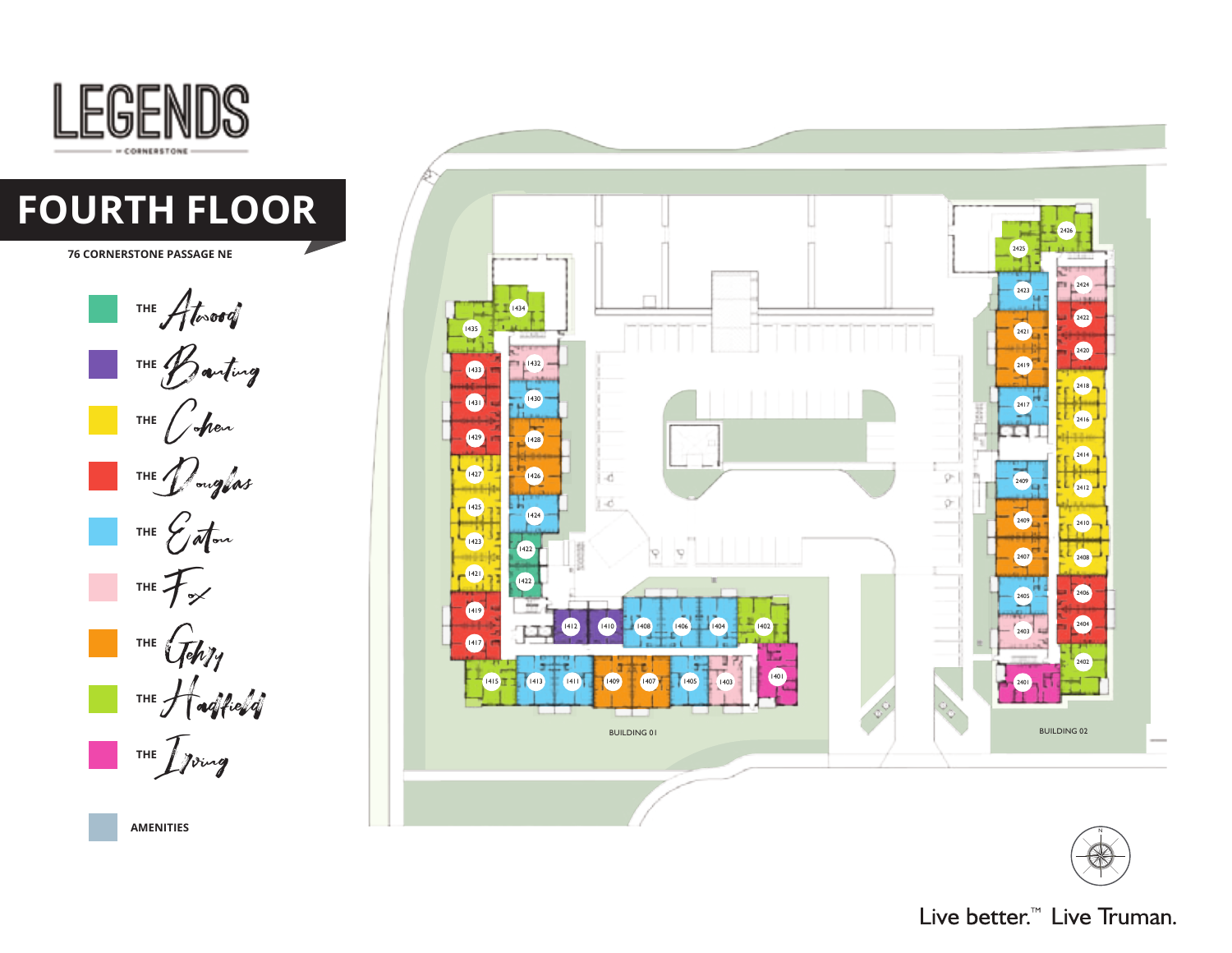LEGENDS

AT CORNERSTONE

# FOURTH FLOOR

**76 CORNERSTONE PASSAGE NE**

- THE Atwood
- THE Banting
- THE Cohen
- THE Douglas
- THE Eaton
- THE Fox
- THE Gehry
- THE Hadfield
- THE Irving
- AMENITIES

1434
1435
1433
1432
1431
1430
1429
1428
1427
1426
1425
1424
1423
1422
1421
1422
1419
1417
1415
1413
1411
1412
1410
1409
1408
1407
1406
1405
1404
1403
1402
1401

BUILDING 01

2426
2425
2424
2423
2422
2421
2420
2419
2418
2417
2416
2414
2409
2412
2409
2410
2407
2408
2405
2406
2403
2404
2402
2401

BUILDING 02

N

Live better.™ Live Truman.